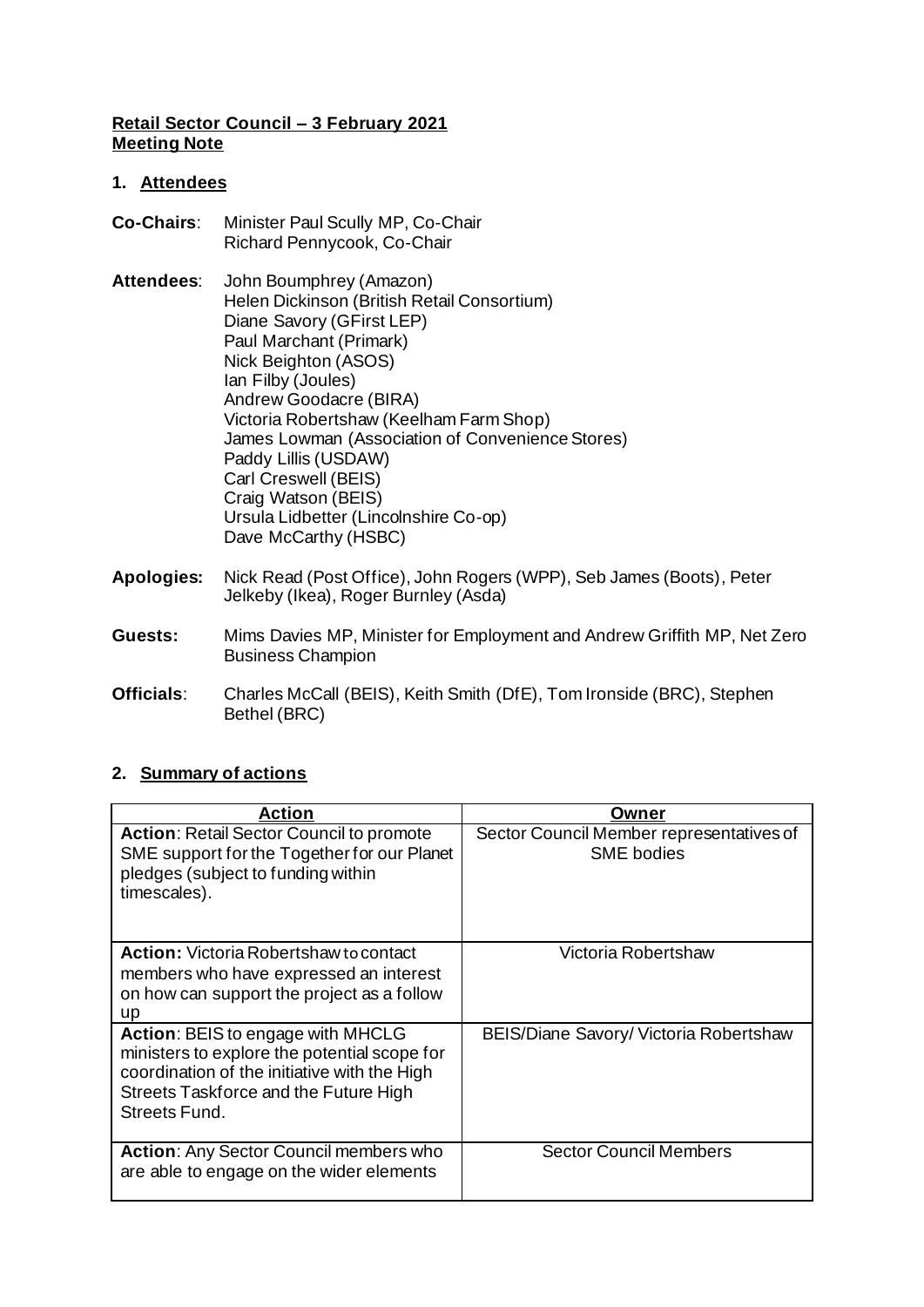**Retail Sector Council – 3 February 2021**
**Meeting Note**

## 1. Attendees

**Co-Chairs**: Minister Paul Scully MP, Co-Chair
Richard Pennycook, Co-Chair

**Attendees**: John Boumphrey (Amazon)
Helen Dickinson (British Retail Consortium)
Diane Savory (GFirst LEP)
Paul Marchant (Primark)
Nick Beighton (ASOS)
Ian Filby (Joules)
Andrew Goodacre (BIRA)
Victoria Robertshaw (Keelham Farm Shop)
James Lowman (Association of Convenience Stores)
Paddy Lillis (USDAW)
Carl Creswell (BEIS)
Craig Watson (BEIS)
Ursula Lidbetter (Lincolnshire Co-op)
Dave McCarthy (HSBC)

**Apologies:** Nick Read (Post Office), John Rogers (WPP), Seb James (Boots), Peter Jelkeby (Ikea), Roger Burnley (Asda)

**Guests:** Mims Davies MP, Minister for Employment and Andrew Griffith MP, Net Zero Business Champion

**Officials**: Charles McCall (BEIS), Keith Smith (DfE), Tom Ironside (BRC), Stephen Bethel (BRC)

## 2. Summary of actions

| Action | Owner |
|---|---|
| **Action**: Retail Sector Council to promote SME support for the Together for our Planet pledges (subject to funding within timescales). | Sector Council Member representatives of SME bodies |
| **Action:** Victoria Robertshaw to contact members who have expressed an interest on how can support the project as a follow up | Victoria Robertshaw |
| **Action**: BEIS to engage with MHCLG ministers to explore the potential scope for coordination of the initiative with the High Streets Taskforce and the Future High Streets Fund. | BEIS/Diane Savory/ Victoria Robertshaw |
| **Action**: Any Sector Council members who are able to engage on the wider elements | Sector Council Members |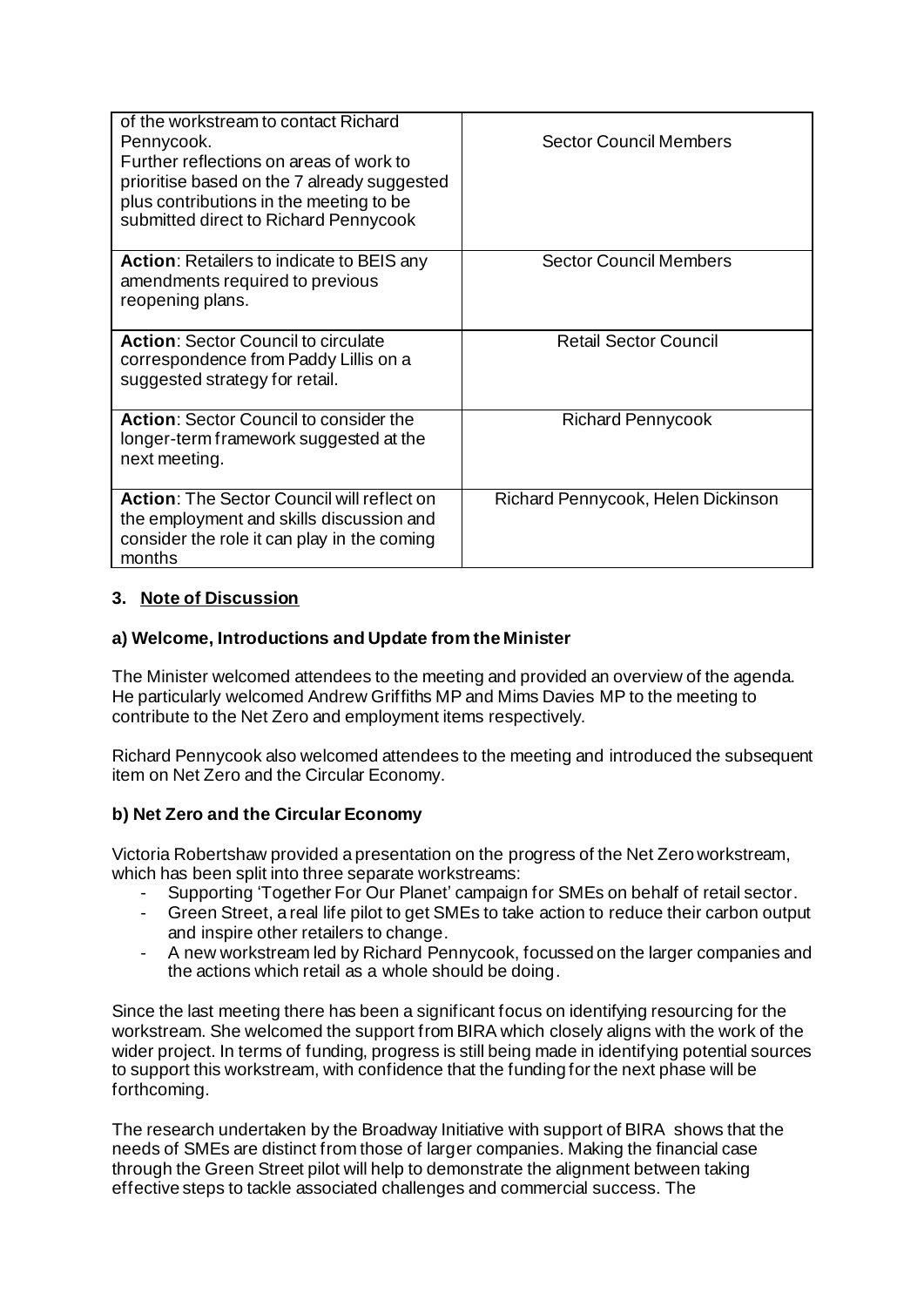| | |
|---|---|
| of the workstream to contact Richard Pennycook.<br>Further reflections on areas of work to prioritise based on the 7 already suggested plus contributions in the meeting to be submitted direct to Richard Pennycook | Sector Council Members |
| **Action**: Retailers to indicate to BEIS any amendments required to previous reopening plans. | Sector Council Members |
| **Action**: Sector Council to circulate correspondence from Paddy Lillis on a suggested strategy for retail. | Retail Sector Council |
| **Action**: Sector Council to consider the longer-term framework suggested at the next meeting. | Richard Pennycook |
| **Action**: The Sector Council will reflect on the employment and skills discussion and consider the role it can play in the coming months | Richard Pennycook, Helen Dickinson |

### 3. Note of Discussion

#### a) Welcome, Introductions and Update from the Minister

The Minister welcomed attendees to the meeting and provided an overview of the agenda. He particularly welcomed Andrew Griffiths MP and Mims Davies MP to the meeting to contribute to the Net Zero and employment items respectively.

Richard Pennycook also welcomed attendees to the meeting and introduced the subsequent item on Net Zero and the Circular Economy.

#### b) Net Zero and the Circular Economy

Victoria Robertshaw provided a presentation on the progress of the Net Zero workstream, which has been split into three separate workstreams:

- Supporting 'Together For Our Planet' campaign for SMEs on behalf of retail sector.
- Green Street, a real life pilot to get SMEs to take action to reduce their carbon output and inspire other retailers to change.
- A new workstream led by Richard Pennycook, focussed on the larger companies and the actions which retail as a whole should be doing.

Since the last meeting there has been a significant focus on identifying resourcing for the workstream. She welcomed the support from BIRA which closely aligns with the work of the wider project. In terms of funding, progress is still being made in identifying potential sources to support this workstream, with confidence that the funding for the next phase will be forthcoming.

The research undertaken by the Broadway Initiative with support of BIRA shows that the needs of SMEs are distinct from those of larger companies. Making the financial case through the Green Street pilot will help to demonstrate the alignment between taking effective steps to tackle associated challenges and commercial success. The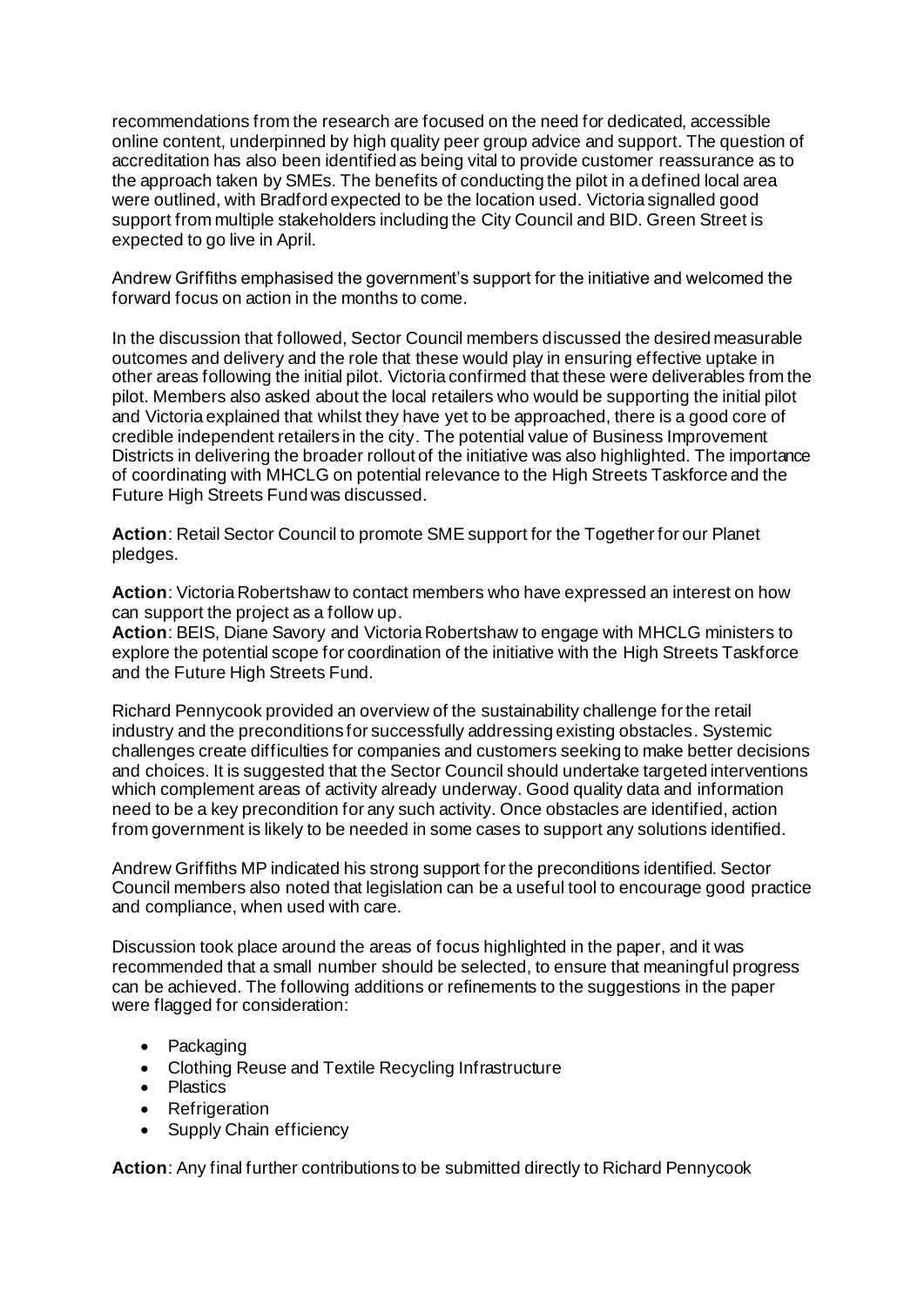recommendations from the research are focused on the need for dedicated, accessible online content, underpinned by high quality peer group advice and support. The question of accreditation has also been identified as being vital to provide customer reassurance as to the approach taken by SMEs. The benefits of conducting the pilot in a defined local area were outlined, with Bradford expected to be the location used. Victoria signalled good support from multiple stakeholders including the City Council and BID. Green Street is expected to go live in April.

Andrew Griffiths emphasised the government's support for the initiative and welcomed the forward focus on action in the months to come.

In the discussion that followed, Sector Council members discussed the desired measurable outcomes and delivery and the role that these would play in ensuring effective uptake in other areas following the initial pilot. Victoria confirmed that these were deliverables from the pilot. Members also asked about the local retailers who would be supporting the initial pilot and Victoria explained that whilst they have yet to be approached, there is a good core of credible independent retailers in the city. The potential value of Business Improvement Districts in delivering the broader rollout of the initiative was also highlighted. The importance of coordinating with MHCLG on potential relevance to the High Streets Taskforce and the Future High Streets Fund was discussed.

**Action**: Retail Sector Council to promote SME support for the Together for our Planet pledges.

**Action**: Victoria Robertshaw to contact members who have expressed an interest on how can support the project as a follow up.
**Action**: BEIS, Diane Savory and Victoria Robertshaw to engage with MHCLG ministers to explore the potential scope for coordination of the initiative with the High Streets Taskforce and the Future High Streets Fund.

Richard Pennycook provided an overview of the sustainability challenge for the retail industry and the preconditions for successfully addressing existing obstacles. Systemic challenges create difficulties for companies and customers seeking to make better decisions and choices. It is suggested that the Sector Council should undertake targeted interventions which complement areas of activity already underway. Good quality data and information need to be a key precondition for any such activity. Once obstacles are identified, action from government is likely to be needed in some cases to support any solutions identified.

Andrew Griffiths MP indicated his strong support for the preconditions identified. Sector Council members also noted that legislation can be a useful tool to encourage good practice and compliance, when used with care.

Discussion took place around the areas of focus highlighted in the paper, and it was recommended that a small number should be selected, to ensure that meaningful progress can be achieved. The following additions or refinements to the suggestions in the paper were flagged for consideration:

- Packaging
- Clothing Reuse and Textile Recycling Infrastructure
- Plastics
- Refrigeration
- Supply Chain efficiency

**Action**: Any final further contributions to be submitted directly to Richard Pennycook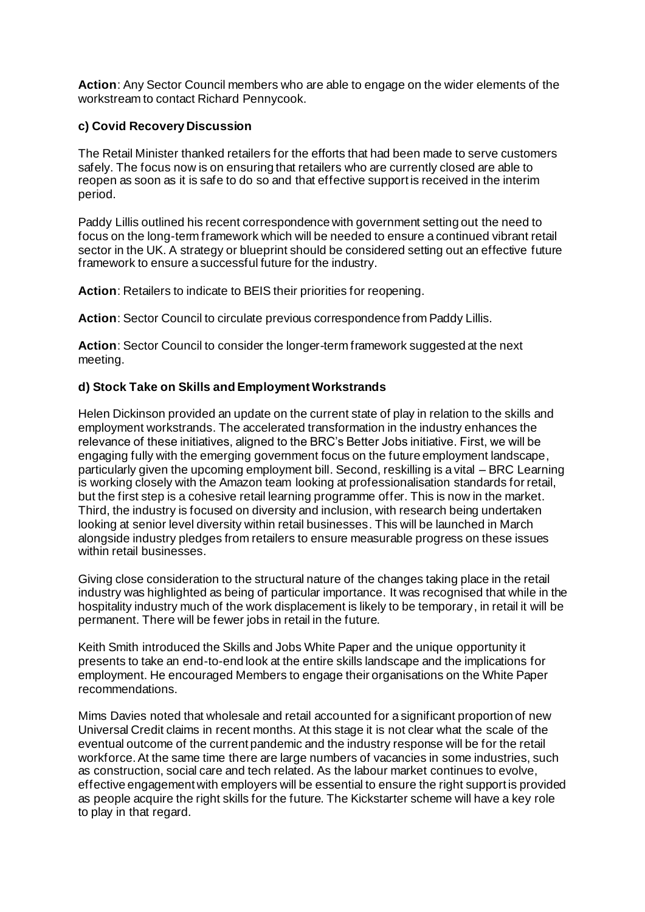**Action**: Any Sector Council members who are able to engage on the wider elements of the workstream to contact Richard Pennycook.

### c) Covid Recovery Discussion

The Retail Minister thanked retailers for the efforts that had been made to serve customers safely. The focus now is on ensuring that retailers who are currently closed are able to reopen as soon as it is safe to do so and that effective support is received in the interim period.

Paddy Lillis outlined his recent correspondence with government setting out the need to focus on the long-term framework which will be needed to ensure a continued vibrant retail sector in the UK. A strategy or blueprint should be considered setting out an effective future framework to ensure a successful future for the industry.

**Action**: Retailers to indicate to BEIS their priorities for reopening.

**Action**: Sector Council to circulate previous correspondence from Paddy Lillis.

**Action**: Sector Council to consider the longer-term framework suggested at the next meeting.

### d) Stock Take on Skills and Employment Workstrands

Helen Dickinson provided an update on the current state of play in relation to the skills and employment workstrands. The accelerated transformation in the industry enhances the relevance of these initiatives, aligned to the BRC's Better Jobs initiative. First, we will be engaging fully with the emerging government focus on the future employment landscape, particularly given the upcoming employment bill. Second, reskilling is a vital – BRC Learning is working closely with the Amazon team looking at professionalisation standards for retail, but the first step is a cohesive retail learning programme offer. This is now in the market. Third, the industry is focused on diversity and inclusion, with research being undertaken looking at senior level diversity within retail businesses. This will be launched in March alongside industry pledges from retailers to ensure measurable progress on these issues within retail businesses.

Giving close consideration to the structural nature of the changes taking place in the retail industry was highlighted as being of particular importance. It was recognised that while in the hospitality industry much of the work displacement is likely to be temporary, in retail it will be permanent. There will be fewer jobs in retail in the future.

Keith Smith introduced the Skills and Jobs White Paper and the unique opportunity it presents to take an end-to-end look at the entire skills landscape and the implications for employment. He encouraged Members to engage their organisations on the White Paper recommendations.

Mims Davies noted that wholesale and retail accounted for a significant proportion of new Universal Credit claims in recent months. At this stage it is not clear what the scale of the eventual outcome of the current pandemic and the industry response will be for the retail workforce. At the same time there are large numbers of vacancies in some industries, such as construction, social care and tech related. As the labour market continues to evolve, effective engagement with employers will be essential to ensure the right support is provided as people acquire the right skills for the future. The Kickstarter scheme will have a key role to play in that regard.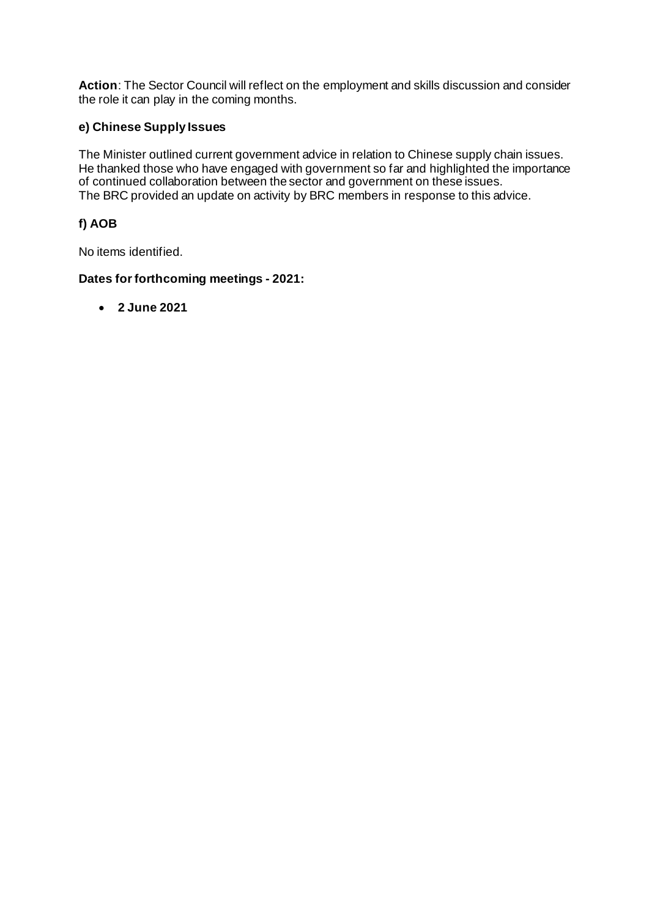**Action**: The Sector Council will reflect on the employment and skills discussion and consider the role it can play in the coming months.

### e) Chinese Supply Issues

The Minister outlined current government advice in relation to Chinese supply chain issues. He thanked those who have engaged with government so far and highlighted the importance of continued collaboration between the sector and government on these issues.
The BRC provided an update on activity by BRC members in response to this advice.

### f) AOB

No items identified.

### Dates for forthcoming meetings - 2021:

- **2 June 2021**